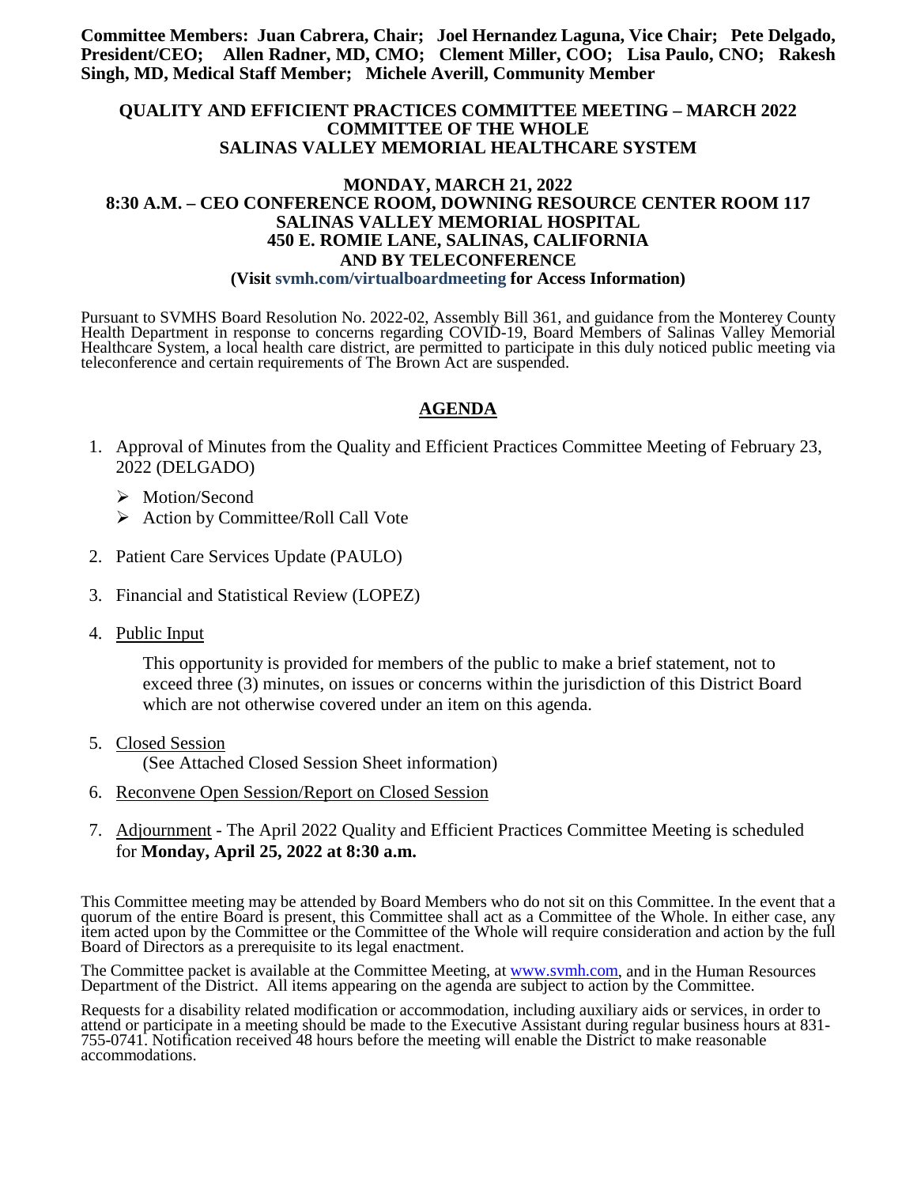**Committee Members: Juan Cabrera, Chair; Joel Hernandez Laguna, Vice Chair; Pete Delgado, President/CEO; Allen Radner, MD, CMO; Clement Miller, COO; Lisa Paulo, CNO; Rakesh Singh, MD, Medical Staff Member; Michele Averill, Community Member**

**QUALITY AND EFFICIENT PRACTICES COMMITTEE MEETING – MARCH 2022**
**COMMITTEE OF THE WHOLE**
**SALINAS VALLEY MEMORIAL HEALTHCARE SYSTEM**

**MONDAY, MARCH 21, 2022**
**8:30 A.M. – CEO CONFERENCE ROOM, DOWNING RESOURCE CENTER ROOM 117**
**SALINAS VALLEY MEMORIAL HOSPITAL**
**450 E. ROMIE LANE, SALINAS, CALIFORNIA**
**AND BY TELECONFERENCE**
**(Visit svmh.com/virtualboardmeeting for Access Information)**

Pursuant to SVMHS Board Resolution No. 2022-02, Assembly Bill 361, and guidance from the Monterey County Health Department in response to concerns regarding COVID-19, Board Members of Salinas Valley Memorial Healthcare System, a local health care district, are permitted to participate in this duly noticed public meeting via teleconference and certain requirements of The Brown Act are suspended.

## AGENDA

1. Approval of Minutes from the Quality and Efficient Practices Committee Meeting of February 23, 2022 (DELGADO)
   - Motion/Second
   - Action by Committee/Roll Call Vote

2. Patient Care Services Update (PAULO)

3. Financial and Statistical Review (LOPEZ)

4. Public Input

   This opportunity is provided for members of the public to make a brief statement, not to exceed three (3) minutes, on issues or concerns within the jurisdiction of this District Board which are not otherwise covered under an item on this agenda.

5. Closed Session
   (See Attached Closed Session Sheet information)

6. Reconvene Open Session/Report on Closed Session

7. Adjournment - The April 2022 Quality and Efficient Practices Committee Meeting is scheduled for **Monday, April 25, 2022 at 8:30 a.m.**

This Committee meeting may be attended by Board Members who do not sit on this Committee. In the event that a quorum of the entire Board is present, this Committee shall act as a Committee of the Whole. In either case, any item acted upon by the Committee or the Committee of the Whole will require consideration and action by the full Board of Directors as a prerequisite to its legal enactment.

The Committee packet is available at the Committee Meeting, at www.svmh.com, and in the Human Resources Department of the District. All items appearing on the agenda are subject to action by the Committee.

Requests for a disability related modification or accommodation, including auxiliary aids or services, in order to attend or participate in a meeting should be made to the Executive Assistant during regular business hours at 831-755-0741. Notification received 48 hours before the meeting will enable the District to make reasonable accommodations.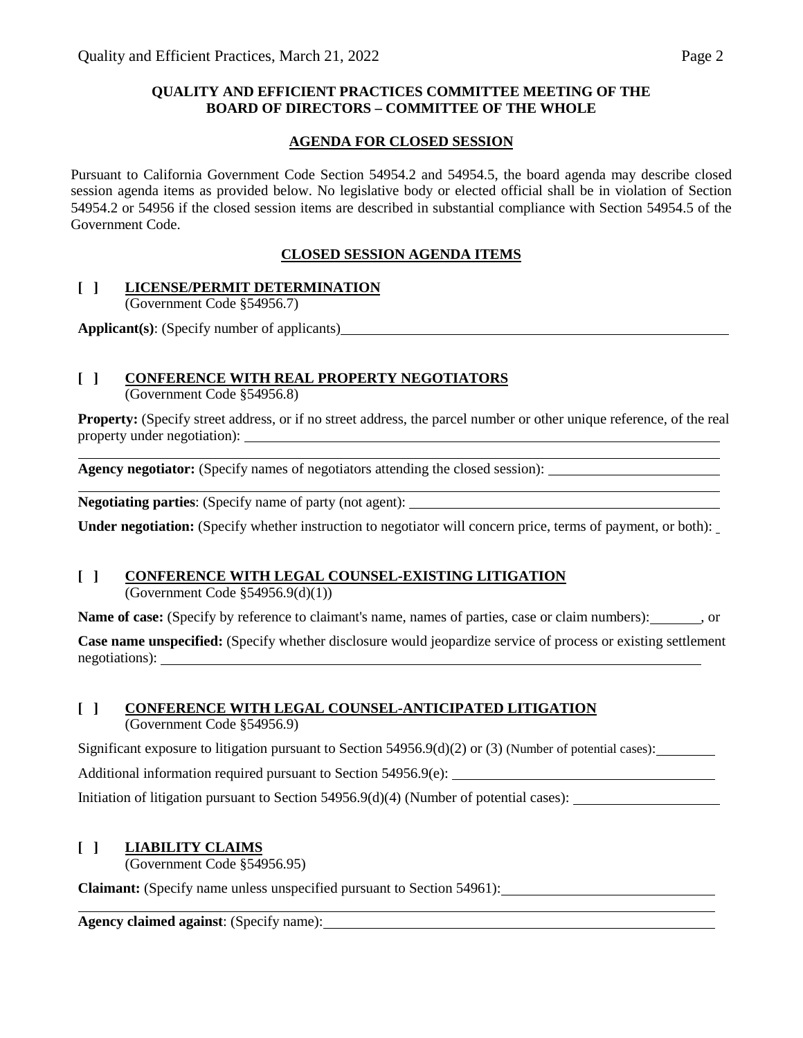**QUALITY AND EFFICIENT PRACTICES COMMITTEE MEETING OF THE BOARD OF DIRECTORS – COMMITTEE OF THE WHOLE**

**AGENDA FOR CLOSED SESSION**

Pursuant to California Government Code Section 54954.2 and 54954.5, the board agenda may describe closed session agenda items as provided below. No legislative body or elected official shall be in violation of Section 54954.2 or 54956 if the closed session items are described in substantial compliance with Section 54954.5 of the Government Code.

**CLOSED SESSION AGENDA ITEMS**

**[ ] LICENSE/PERMIT DETERMINATION**
(Government Code §54956.7)

**Applicant(s)**: (Specify number of applicants)

**[ ] CONFERENCE WITH REAL PROPERTY NEGOTIATORS**
(Government Code §54956.8)

**Property:** (Specify street address, or if no street address, the parcel number or other unique reference, of the real property under negotiation):

**Agency negotiator:** (Specify names of negotiators attending the closed session):

**Negotiating parties**: (Specify name of party (not agent):

**Under negotiation:** (Specify whether instruction to negotiator will concern price, terms of payment, or both):

**[ ] CONFERENCE WITH LEGAL COUNSEL-EXISTING LITIGATION**
(Government Code §54956.9(d)(1))

**Name of case:** (Specify by reference to claimant's name, names of parties, case or claim numbers): , or

**Case name unspecified:** (Specify whether disclosure would jeopardize service of process or existing settlement negotiations):

**[ ] CONFERENCE WITH LEGAL COUNSEL-ANTICIPATED LITIGATION**
(Government Code §54956.9)

Significant exposure to litigation pursuant to Section 54956.9(d)(2) or (3) (Number of potential cases):

Additional information required pursuant to Section 54956.9(e):

Initiation of litigation pursuant to Section 54956.9(d)(4) (Number of potential cases):

**[ ] LIABILITY CLAIMS**
(Government Code §54956.95)

**Claimant:** (Specify name unless unspecified pursuant to Section 54961):

**Agency claimed against**: (Specify name):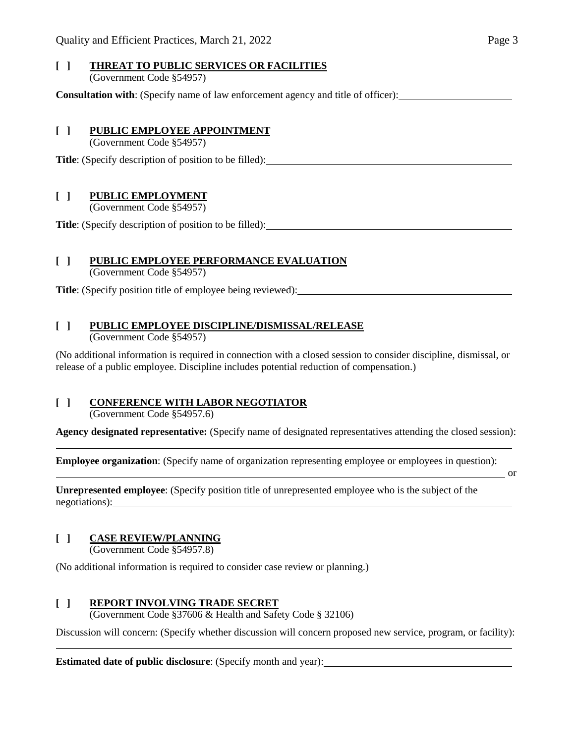**[ ] THREAT TO PUBLIC SERVICES OR FACILITIES**
(Government Code §54957)

**Consultation with**: (Specify name of law enforcement agency and title of officer): ____________________

**[ ] PUBLIC EMPLOYEE APPOINTMENT**
(Government Code §54957)

**Title**: (Specify description of position to be filled): ____________________

**[ ] PUBLIC EMPLOYMENT**
(Government Code §54957)

**Title**: (Specify description of position to be filled): ____________________

**[ ] PUBLIC EMPLOYEE PERFORMANCE EVALUATION**
(Government Code §54957)

**Title**: (Specify position title of employee being reviewed): ____________________

**[ ] PUBLIC EMPLOYEE DISCIPLINE/DISMISSAL/RELEASE**
(Government Code §54957)

(No additional information is required in connection with a closed session to consider discipline, dismissal, or release of a public employee. Discipline includes potential reduction of compensation.)

**[ ] CONFERENCE WITH LABOR NEGOTIATOR**
(Government Code §54957.6)

**Agency designated representative:** (Specify name of designated representatives attending the closed session):
____________________

**Employee organization**: (Specify name of organization representing employee or employees in question):
____________________ or

**Unrepresented employee**: (Specify position title of unrepresented employee who is the subject of the negotiations): ____________________

**[ ] CASE REVIEW/PLANNING**
(Government Code §54957.8)

(No additional information is required to consider case review or planning.)

**[ ] REPORT INVOLVING TRADE SECRET**
(Government Code §37606 & Health and Safety Code § 32106)

Discussion will concern: (Specify whether discussion will concern proposed new service, program, or facility):
____________________

**Estimated date of public disclosure**: (Specify month and year): ____________________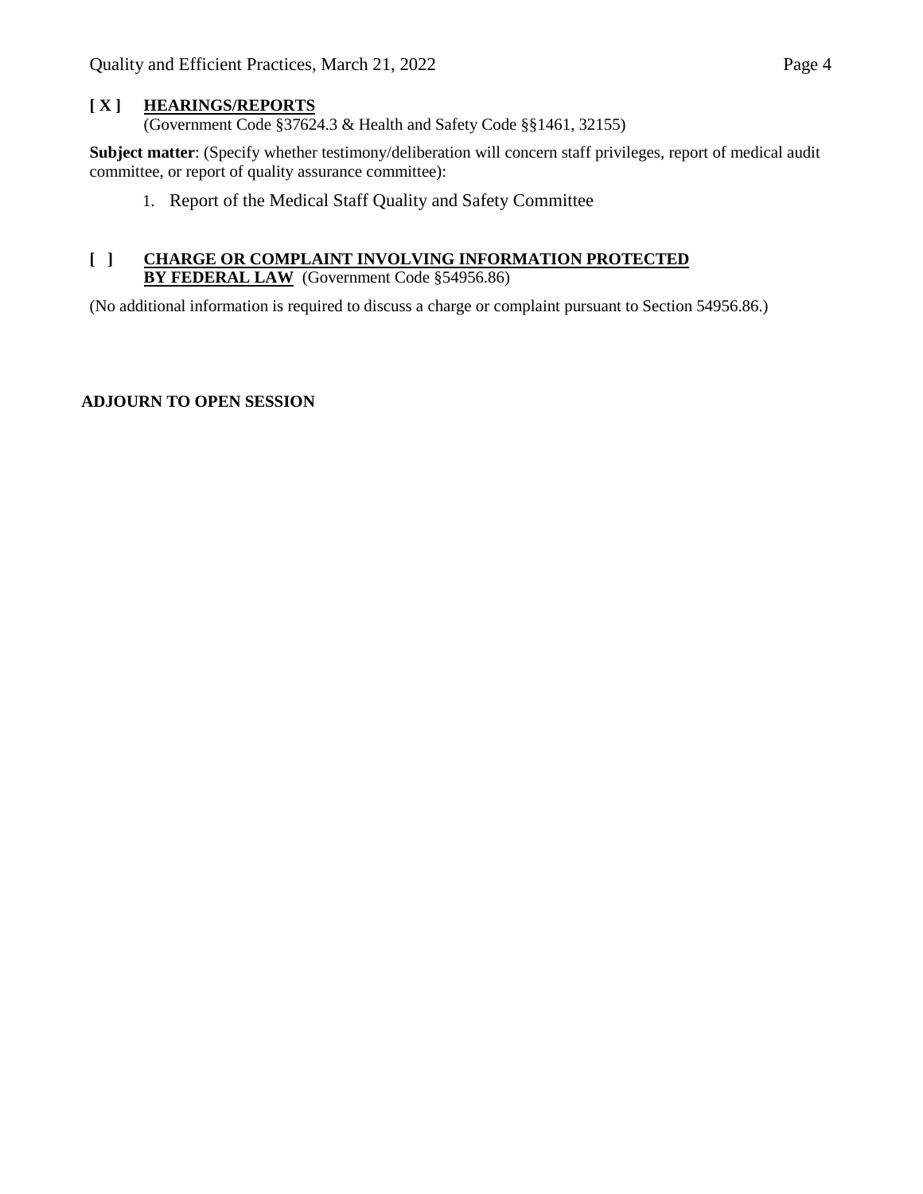**[ X ] HEARINGS/REPORTS**
(Government Code §37624.3 & Health and Safety Code §§1461, 32155)

**Subject matter**: (Specify whether testimony/deliberation will concern staff privileges, report of medical audit committee, or report of quality assurance committee):

1. Report of the Medical Staff Quality and Safety Committee

**[ ] CHARGE OR COMPLAINT INVOLVING INFORMATION PROTECTED BY FEDERAL LAW** (Government Code §54956.86)

(No additional information is required to discuss a charge or complaint pursuant to Section 54956.86.)

**ADJOURN TO OPEN SESSION**